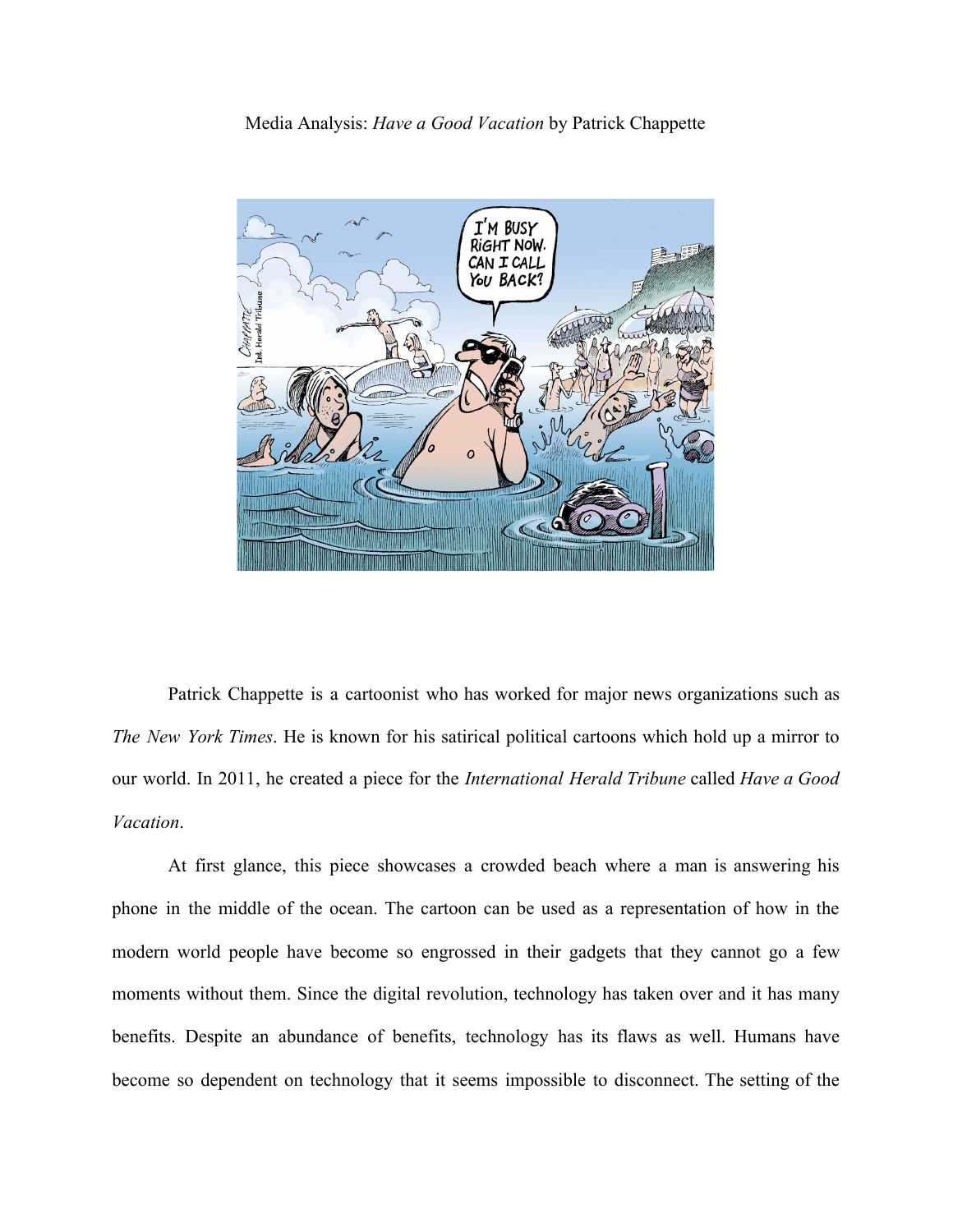Media Analysis: *Have a Good Vacation* by Patrick Chappette

Patrick Chappette is a cartoonist who has worked for major news organizations such as *The New York Times*. He is known for his satirical political cartoons which hold up a mirror to our world. In 2011, he created a piece for the *International Herald Tribune* called *Have a Good Vacation*.

At first glance, this piece showcases a crowded beach where a man is answering his phone in the middle of the ocean. The cartoon can be used as a representation of how in the modern world people have become so engrossed in their gadgets that they cannot go a few moments without them. Since the digital revolution, technology has taken over and it has many benefits. Despite an abundance of benefits, technology has its flaws as well. Humans have become so dependent on technology that it seems impossible to disconnect. The setting of the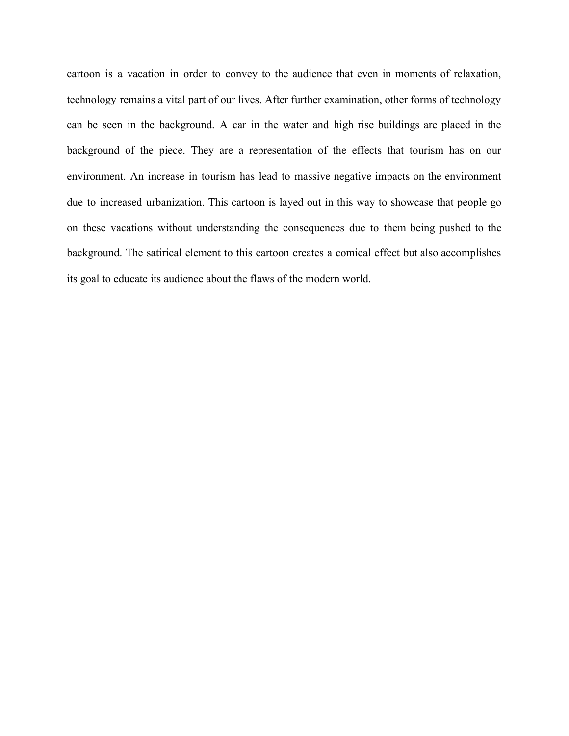cartoon is a vacation in order to convey to the audience that even in moments of relaxation, technology remains a vital part of our lives. After further examination, other forms of technology can be seen in the background. A car in the water and high rise buildings are placed in the background of the piece. They are a representation of the effects that tourism has on our environment. An increase in tourism has lead to massive negative impacts on the environment due to increased urbanization. This cartoon is layed out in this way to showcase that people go on these vacations without understanding the consequences due to them being pushed to the background. The satirical element to this cartoon creates a comical effect but also accomplishes its goal to educate its audience about the flaws of the modern world.